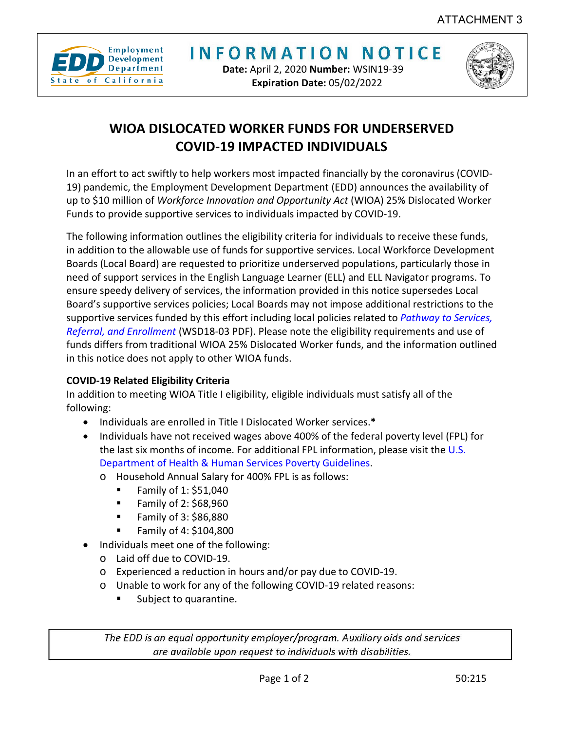ATTACHMENT 3

# INFORMATION NOTICE

**Date:** April 2, 2020 **Number:** WSIN19-39
**Expiration Date:** 05/02/2022

## WIOA DISLOCATED WORKER FUNDS FOR UNDERSERVED COVID-19 IMPACTED INDIVIDUALS

In an effort to act swiftly to help workers most impacted financially by the coronavirus (COVID-19) pandemic, the Employment Development Department (EDD) announces the availability of up to $10 million of *Workforce Innovation and Opportunity Act* (WIOA) 25% Dislocated Worker Funds to provide supportive services to individuals impacted by COVID-19.

The following information outlines the eligibility criteria for individuals to receive these funds, in addition to the allowable use of funds for supportive services. Local Workforce Development Boards (Local Board) are requested to prioritize underserved populations, particularly those in need of support services in the English Language Learner (ELL) and ELL Navigator programs. To ensure speedy delivery of services, the information provided in this notice supersedes Local Board's supportive services policies; Local Boards may not impose additional restrictions to the supportive services funded by this effort including local policies related to *Pathway to Services, Referral, and Enrollment* (WSD18-03 PDF). Please note the eligibility requirements and use of funds differs from traditional WIOA 25% Dislocated Worker funds, and the information outlined in this notice does not apply to other WIOA funds.

**COVID-19 Related Eligibility Criteria**
In addition to meeting WIOA Title I eligibility, eligible individuals must satisfy all of the following:

- Individuals are enrolled in Title I Dislocated Worker services.**\***
- Individuals have not received wages above 400% of the federal poverty level (FPL) for the last six months of income. For additional FPL information, please visit the U.S. Department of Health & Human Services Poverty Guidelines.
  - Household Annual Salary for 400% FPL is as follows:
    - Family of 1: $51,040
    - Family of 2: $68,960
    - Family of 3: $86,880
    - Family of 4: $104,800
- Individuals meet one of the following:
  - Laid off due to COVID-19.
  - Experienced a reduction in hours and/or pay due to COVID-19.
  - Unable to work for any of the following COVID-19 related reasons:
    - Subject to quarantine.

*The EDD is an equal opportunity employer/program. Auxiliary aids and services are available upon request to individuals with disabilities.*

50:215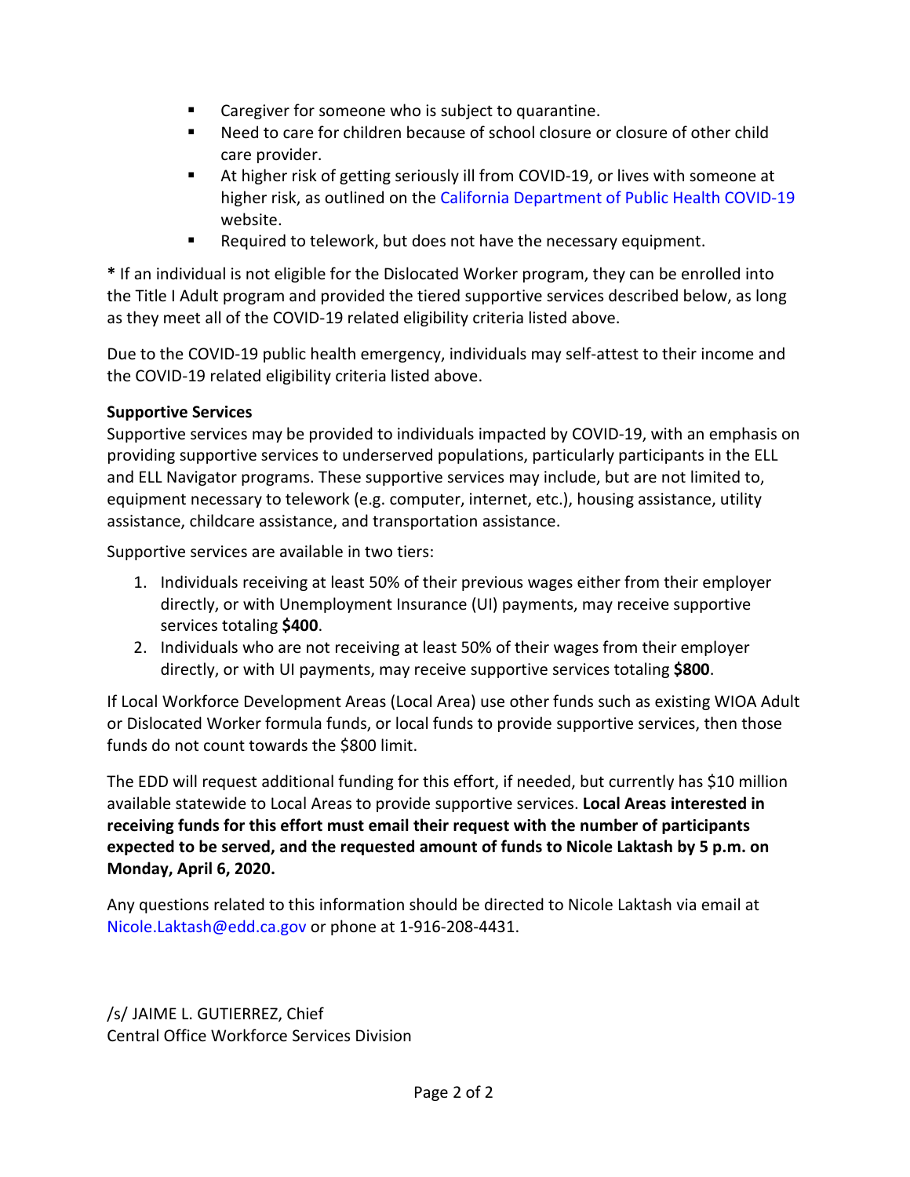- Caregiver for someone who is subject to quarantine.
- Need to care for children because of school closure or closure of other child care provider.
- At higher risk of getting seriously ill from COVID-19, or lives with someone at higher risk, as outlined on the California Department of Public Health COVID-19 website.
- Required to telework, but does not have the necessary equipment.

**\*** If an individual is not eligible for the Dislocated Worker program, they can be enrolled into the Title I Adult program and provided the tiered supportive services described below, as long as they meet all of the COVID-19 related eligibility criteria listed above.

Due to the COVID-19 public health emergency, individuals may self-attest to their income and the COVID-19 related eligibility criteria listed above.

**Supportive Services**

Supportive services may be provided to individuals impacted by COVID-19, with an emphasis on providing supportive services to underserved populations, particularly participants in the ELL and ELL Navigator programs. These supportive services may include, but are not limited to, equipment necessary to telework (e.g. computer, internet, etc.), housing assistance, utility assistance, childcare assistance, and transportation assistance.

Supportive services are available in two tiers:

1. Individuals receiving at least 50% of their previous wages either from their employer directly, or with Unemployment Insurance (UI) payments, may receive supportive services totaling **$400**.
2. Individuals who are not receiving at least 50% of their wages from their employer directly, or with UI payments, may receive supportive services totaling **$800**.

If Local Workforce Development Areas (Local Area) use other funds such as existing WIOA Adult or Dislocated Worker formula funds, or local funds to provide supportive services, then those funds do not count towards the $800 limit.

The EDD will request additional funding for this effort, if needed, but currently has $10 million available statewide to Local Areas to provide supportive services. **Local Areas interested in receiving funds for this effort must email their request with the number of participants expected to be served, and the requested amount of funds to Nicole Laktash by 5 p.m. on Monday, April 6, 2020.**

Any questions related to this information should be directed to Nicole Laktash via email at Nicole.Laktash@edd.ca.gov or phone at 1-916-208-4431.

/s/ JAIME L. GUTIERREZ, Chief
Central Office Workforce Services Division